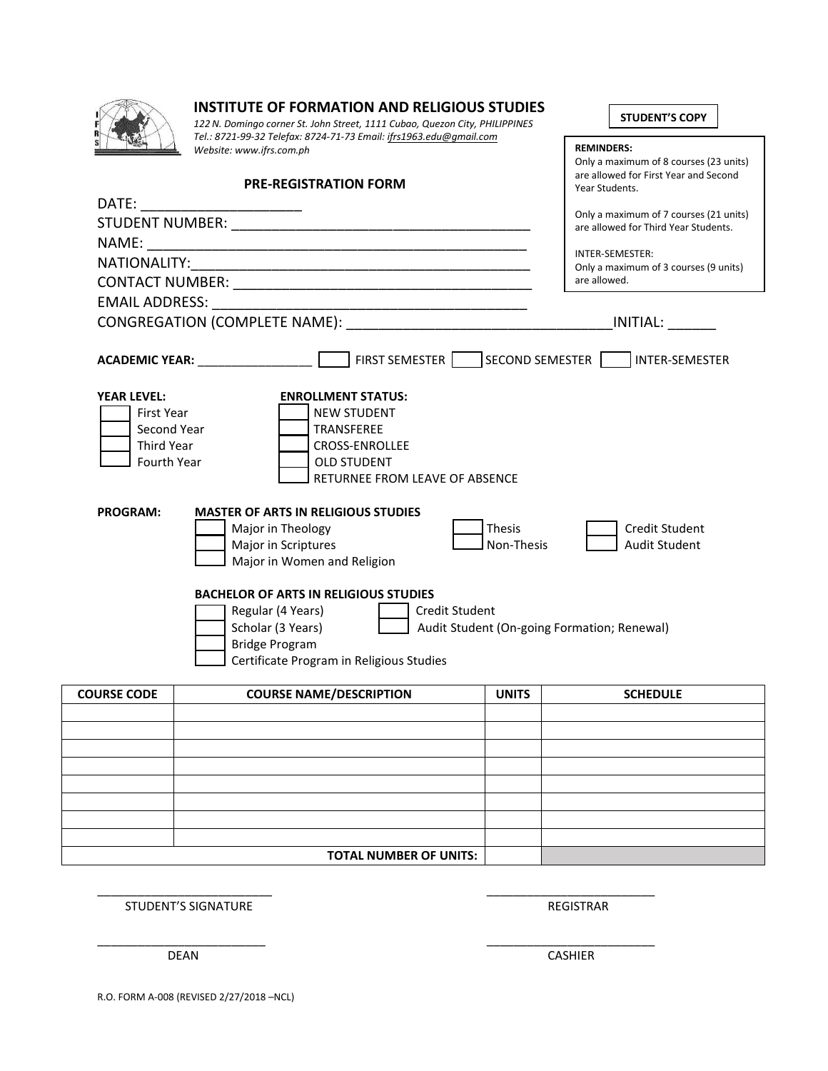# INSTITUTE OF FORMATION AND RELIGIOUS STUDIES

*122 N. Domingo corner St. John Street, 1111 Cubao, Quezon City, PHILIPPINES*
*Tel.: 8721-99-32 Telefax: 8724-71-73 Email: ifrs1963.edu@gmail.com*
*Website: www.ifrs.com.ph*

**STUDENT'S COPY**

**REMINDERS:**
Only a maximum of 8 courses (23 units) are allowed for First Year and Second Year Students.

Only a maximum of 7 courses (21 units) are allowed for Third Year Students.

INTER-SEMESTER:
Only a maximum of 3 courses (9 units) are allowed.

## PRE-REGISTRATION FORM

DATE: ____________________
STUDENT NUMBER: ______________________________________
NAME: _______________________________________________
NATIONALITY:___________________________________________
CONTACT NUMBER: ______________________________________
EMAIL ADDRESS: _______________________________________
CONGREGATION (COMPLETE NAME): _________________________________INITIAL: ______

**ACADEMIC YEAR:** ________________ ☐ FIRST SEMESTER ☐ SECOND SEMESTER ☐ INTER-SEMESTER

**YEAR LEVEL:**
- ☐ First Year
- ☐ Second Year
- ☐ Third Year
- ☐ Fourth Year

**ENROLLMENT STATUS:**
- ☐ NEW STUDENT
- ☐ TRANSFEREE
- ☐ CROSS-ENROLLEE
- ☐ OLD STUDENT
- ☐ RETURNEE FROM LEAVE OF ABSENCE

**PROGRAM:**

**MASTER OF ARTS IN RELIGIOUS STUDIES**
- ☐ Major in Theology
- ☐ Major in Scriptures
- ☐ Major in Women and Religion

- ☐ Thesis
- ☐ Non-Thesis

- ☐ Credit Student
- ☐ Audit Student

**BACHELOR OF ARTS IN RELIGIOUS STUDIES**
- ☐ Regular (4 Years)
- ☐ Scholar (3 Years)
- ☐ Bridge Program
- ☐ Certificate Program in Religious Studies

- ☐ Credit Student
- ☐ Audit Student (On-going Formation; Renewal)

| COURSE CODE | COURSE NAME/DESCRIPTION | UNITS | SCHEDULE |
|---|---|---|---|
| | | | |
| | | | |
| | | | |
| | | | |
| | | | |
| | | | |
| | | | |
| | | | |
| | **TOTAL NUMBER OF UNITS:** | | |

_________________________
STUDENT'S SIGNATURE

_________________________
REGISTRAR

_________________________
DEAN

_________________________
CASHIER

R.O. FORM A-008 (REVISED 2/27/2018 –NCL)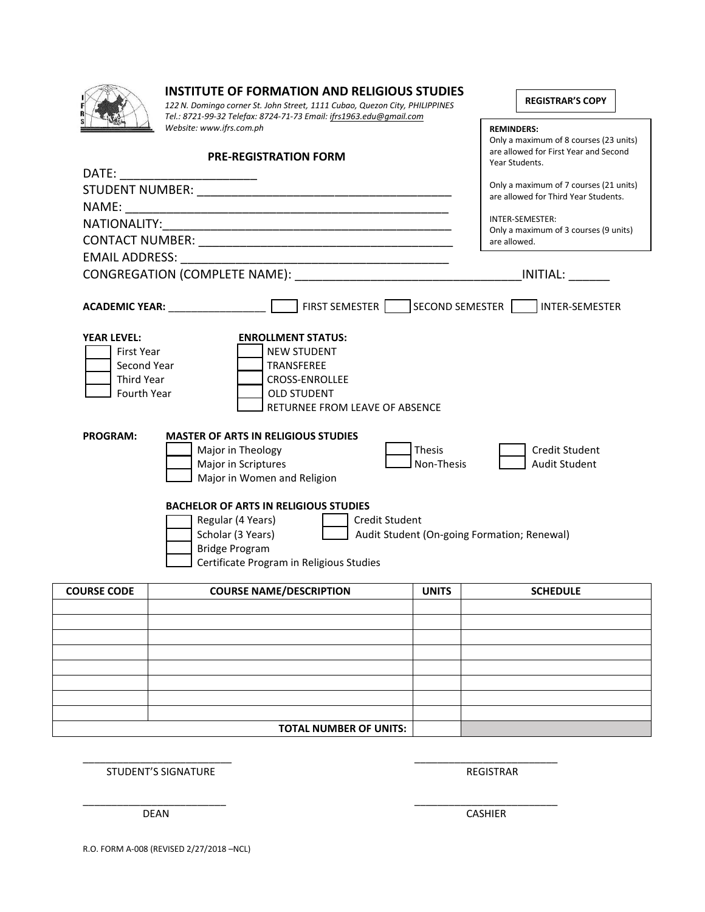# INSTITUTE OF FORMATION AND RELIGIOUS STUDIES

*122 N. Domingo corner St. John Street, 1111 Cubao, Quezon City, PHILIPPINES*
*Tel.: 8721-99-32 Telefax: 8724-71-73 Email: ifrs1963.edu@gmail.com*
*Website: www.ifrs.com.ph*

**REGISTRAR'S COPY**

**REMINDERS:**
Only a maximum of 8 courses (23 units) are allowed for First Year and Second Year Students.

Only a maximum of 7 courses (21 units) are allowed for Third Year Students.

INTER-SEMESTER:
Only a maximum of 3 courses (9 units) are allowed.

## PRE-REGISTRATION FORM

DATE: ____________________
STUDENT NUMBER: ______________________________________
NAME: ______________________________________________
NATIONALITY:____________________________________________
CONTACT NUMBER: _____________________________________
EMAIL ADDRESS: _______________________________________
CONGREGATION (COMPLETE NAME): ________________________________INITIAL: ______

**ACADEMIC YEAR:** ________________ ☐ FIRST SEMESTER ☐ SECOND SEMESTER ☐ INTER-SEMESTER

**YEAR LEVEL:**
- ☐ First Year
- ☐ Second Year
- ☐ Third Year
- ☐ Fourth Year

**ENROLLMENT STATUS:**
- ☐ NEW STUDENT
- ☐ TRANSFEREE
- ☐ CROSS-ENROLLEE
- ☐ OLD STUDENT
- ☐ RETURNEE FROM LEAVE OF ABSENCE

**PROGRAM:**

**MASTER OF ARTS IN RELIGIOUS STUDIES**
- ☐ Major in Theology
- ☐ Major in Scriptures
- ☐ Major in Women and Religion

- ☐ Thesis
- ☐ Non-Thesis

- ☐ Credit Student
- ☐ Audit Student

**BACHELOR OF ARTS IN RELIGIOUS STUDIES**
- ☐ Regular (4 Years)
- ☐ Scholar (3 Years)
- ☐ Bridge Program
- ☐ Certificate Program in Religious Studies

- ☐ Credit Student
- ☐ Audit Student (On-going Formation; Renewal)

| COURSE CODE | COURSE NAME/DESCRIPTION | UNITS | SCHEDULE |
|---|---|---|---|
| | | | |
| | | | |
| | | | |
| | | | |
| | | | |
| | | | |
| | | | |
| | | | |
| | **TOTAL NUMBER OF UNITS:** | | |

_________________________
STUDENT'S SIGNATURE

_________________________
REGISTRAR

_________________________
DEAN

_________________________
CASHIER

R.O. FORM A-008 (REVISED 2/27/2018 –NCL)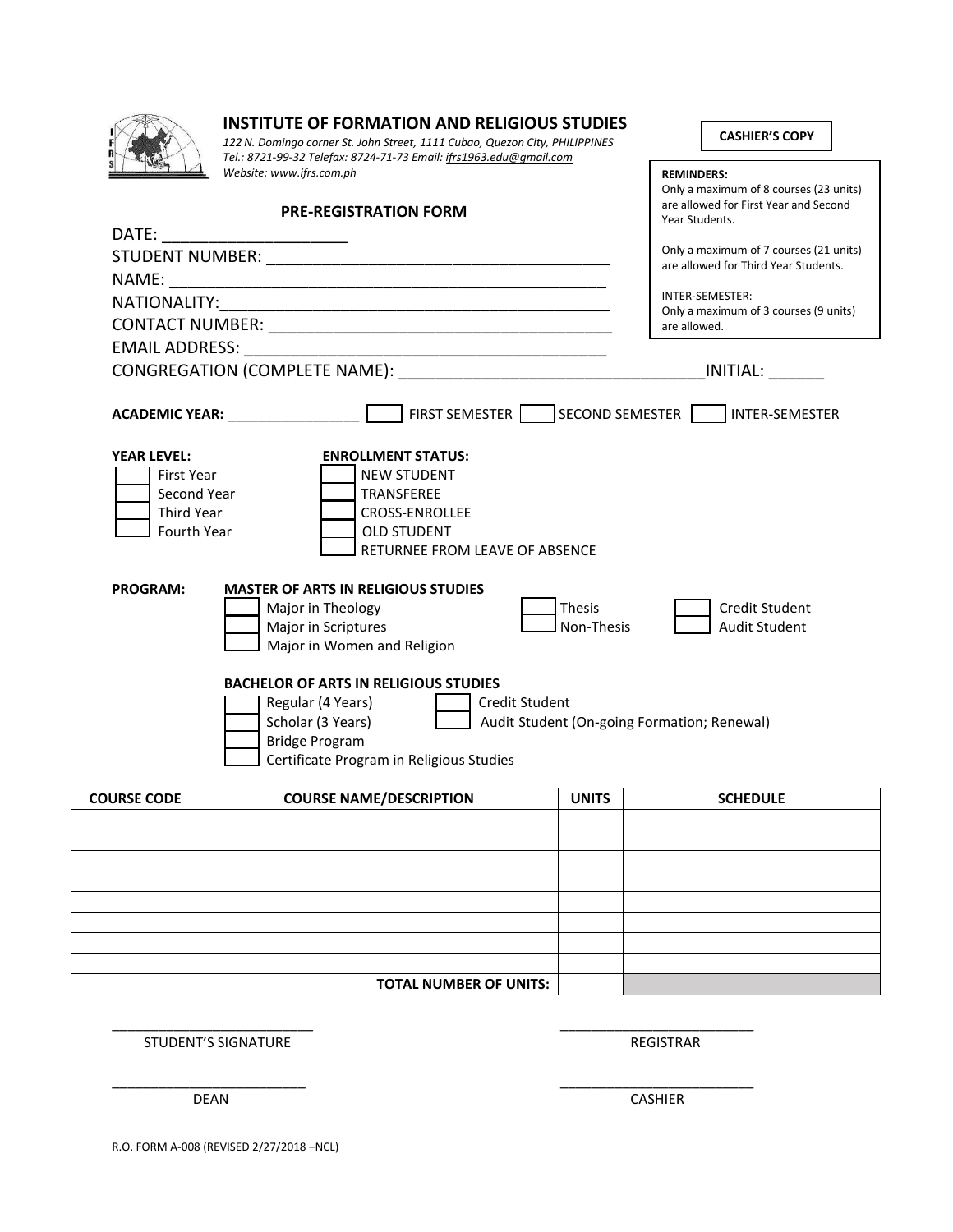# INSTITUTE OF FORMATION AND RELIGIOUS STUDIES

*122 N. Domingo corner St. John Street, 1111 Cubao, Quezon City, PHILIPPINES*
*Tel.: 8721-99-32 Telefax: 8724-71-73 Email: ifrs1963.edu@gmail.com*
*Website: www.ifrs.com.ph*

**CASHIER'S COPY**

**REMINDERS:**
Only a maximum of 8 courses (23 units) are allowed for First Year and Second Year Students.

Only a maximum of 7 courses (21 units) are allowed for Third Year Students.

INTER-SEMESTER:
Only a maximum of 3 courses (9 units) are allowed.

## PRE-REGISTRATION FORM

DATE: ____________________

STUDENT NUMBER: ______________________________________

NAME: ______________________________________________

NATIONALITY:__________________________________________

CONTACT NUMBER: _____________________________________

EMAIL ADDRESS: _______________________________________

CONGREGATION (COMPLETE NAME): ________________________________INITIAL: ______

**ACADEMIC YEAR:** ________________ ☐ FIRST SEMESTER ☐ SECOND SEMESTER ☐ INTER-SEMESTER

**YEAR LEVEL:**
- ☐ First Year
- ☐ Second Year
- ☐ Third Year
- ☐ Fourth Year

**ENROLLMENT STATUS:**
- ☐ NEW STUDENT
- ☐ TRANSFEREE
- ☐ CROSS-ENROLLEE
- ☐ OLD STUDENT
- ☐ RETURNEE FROM LEAVE OF ABSENCE

**PROGRAM:**

**MASTER OF ARTS IN RELIGIOUS STUDIES**
- ☐ Major in Theology
- ☐ Major in Scriptures
- ☐ Major in Women and Religion

- ☐ Thesis
- ☐ Non-Thesis

- ☐ Credit Student
- ☐ Audit Student

**BACHELOR OF ARTS IN RELIGIOUS STUDIES**
- ☐ Regular (4 Years)
- ☐ Scholar (3 Years)
- ☐ Bridge Program
- ☐ Certificate Program in Religious Studies

- ☐ Credit Student
- ☐ Audit Student (On-going Formation; Renewal)

| COURSE CODE | COURSE NAME/DESCRIPTION | UNITS | SCHEDULE |
|---|---|---|---|
| | | | |
| | | | |
| | | | |
| | | | |
| | | | |
| | | | |
| | | | |
| | | | |
| | **TOTAL NUMBER OF UNITS:** | | |

_________________________
STUDENT'S SIGNATURE

_________________________
REGISTRAR

_________________________
DEAN

_________________________
CASHIER

R.O. FORM A-008 (REVISED 2/27/2018 –NCL)